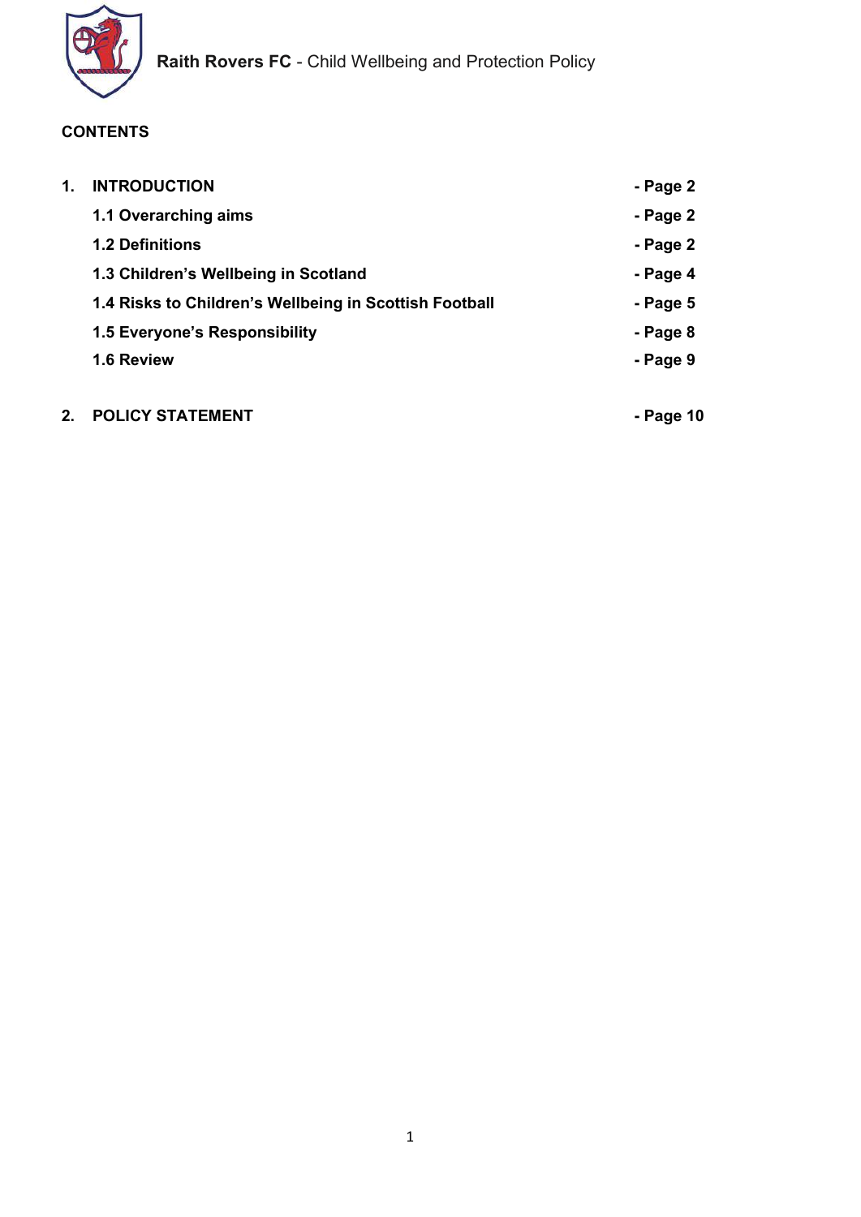**Raith Rovers FC** - Child Wellbeing and Protection Policy

## CONTENTS

| | | |
|---|---|---|
| **1.** | **INTRODUCTION** | **- Page 2** |
| | **1.1 Overarching aims** | **- Page 2** |
| | **1.2 Definitions** | **- Page 2** |
| | **1.3 Children's Wellbeing in Scotland** | **- Page 4** |
| | **1.4 Risks to Children's Wellbeing in Scottish Football** | **- Page 5** |
| | **1.5 Everyone's Responsibility** | **- Page 8** |
| | **1.6 Review** | **- Page 9** |
| **2.** | **POLICY STATEMENT** | **- Page 10** |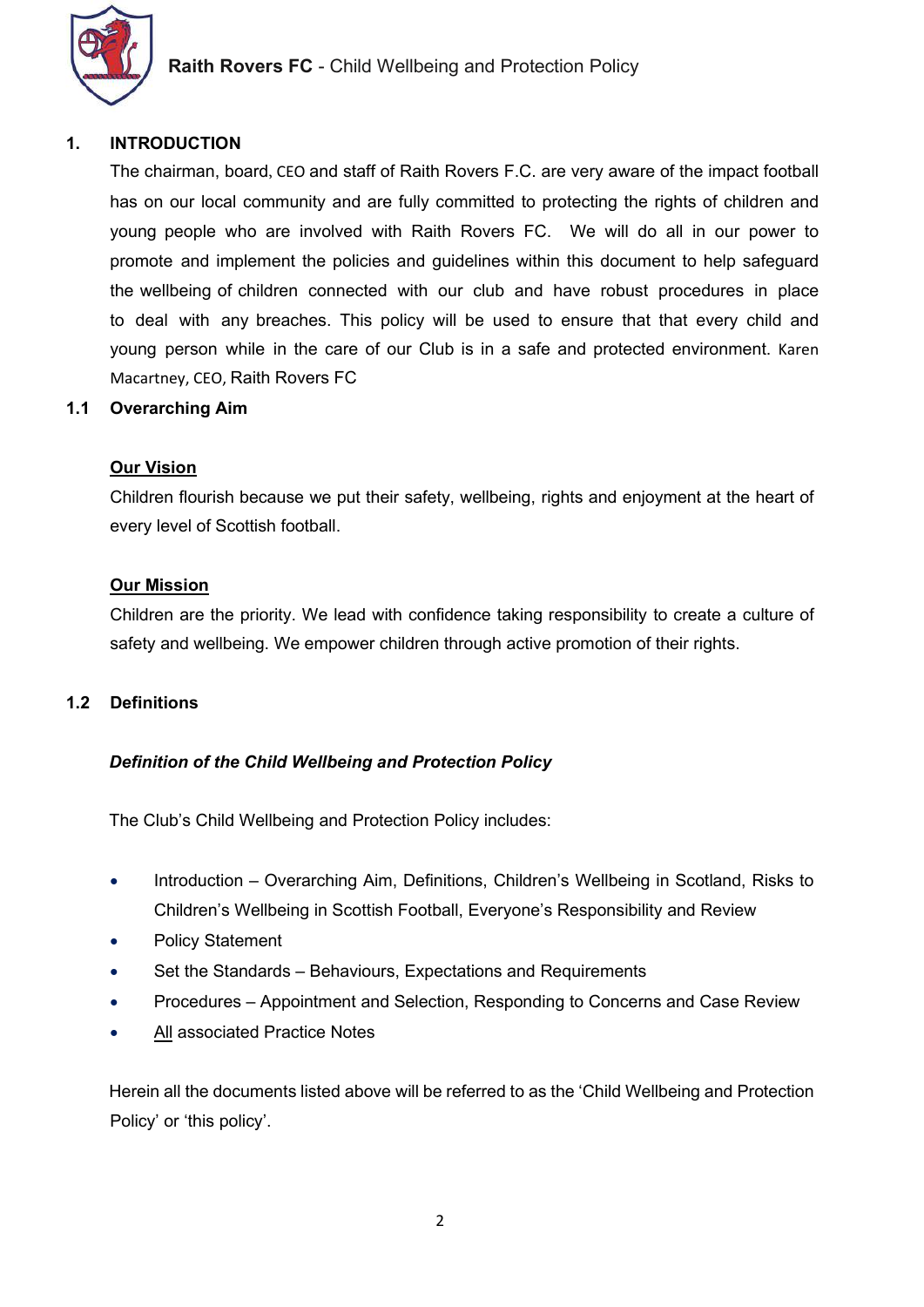## 1. INTRODUCTION

The chairman, board, CEO and staff of Raith Rovers F.C. are very aware of the impact football has on our local community and are fully committed to protecting the rights of children and young people who are involved with Raith Rovers FC. We will do all in our power to promote and implement the policies and guidelines within this document to help safeguard the wellbeing of children connected with our club and have robust procedures in place to deal with any breaches. This policy will be used to ensure that that every child and young person while in the care of our Club is in a safe and protected environment. Karen Macartney, CEO, Raith Rovers FC

### 1.1 Overarching Aim

**Our Vision**

Children flourish because we put their safety, wellbeing, rights and enjoyment at the heart of every level of Scottish football.

**Our Mission**

Children are the priority. We lead with confidence taking responsibility to create a culture of safety and wellbeing. We empower children through active promotion of their rights.

### 1.2 Definitions

***Definition of the Child Wellbeing and Protection Policy***

The Club's Child Wellbeing and Protection Policy includes:

- Introduction – Overarching Aim, Definitions, Children's Wellbeing in Scotland, Risks to Children's Wellbeing in Scottish Football, Everyone's Responsibility and Review
- Policy Statement
- Set the Standards – Behaviours, Expectations and Requirements
- Procedures – Appointment and Selection, Responding to Concerns and Case Review
- All associated Practice Notes

Herein all the documents listed above will be referred to as the 'Child Wellbeing and Protection Policy' or 'this policy'.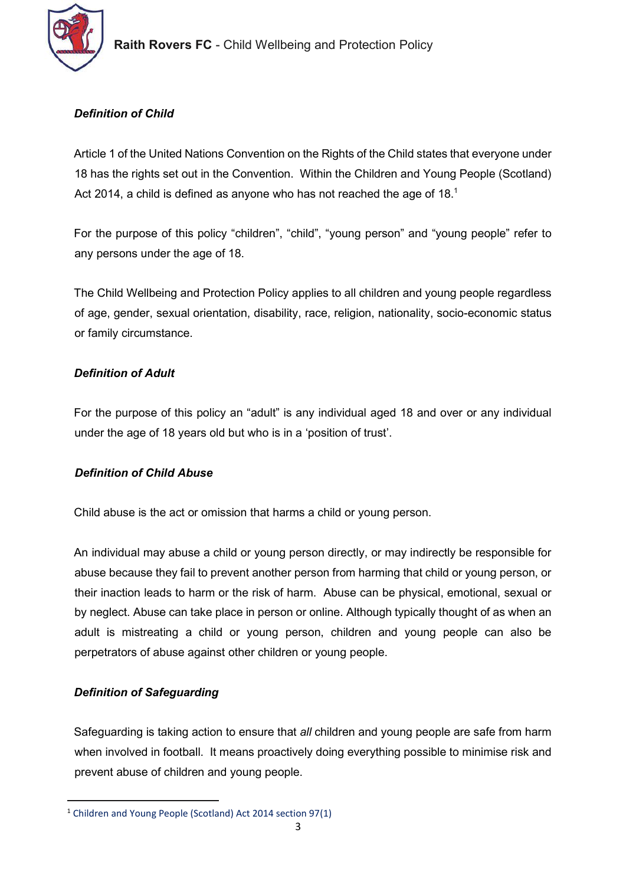***Definition of Child***

Article 1 of the United Nations Convention on the Rights of the Child states that everyone under 18 has the rights set out in the Convention. Within the Children and Young People (Scotland) Act 2014, a child is defined as anyone who has not reached the age of 18.[1]

For the purpose of this policy "children", "child", "young person" and "young people" refer to any persons under the age of 18.

The Child Wellbeing and Protection Policy applies to all children and young people regardless of age, gender, sexual orientation, disability, race, religion, nationality, socio-economic status or family circumstance.

***Definition of Adult***

For the purpose of this policy an "adult" is any individual aged 18 and over or any individual under the age of 18 years old but who is in a 'position of trust'.

***Definition of Child Abuse***

Child abuse is the act or omission that harms a child or young person.

An individual may abuse a child or young person directly, or may indirectly be responsible for abuse because they fail to prevent another person from harming that child or young person, or their inaction leads to harm or the risk of harm. Abuse can be physical, emotional, sexual or by neglect. Abuse can take place in person or online. Although typically thought of as when an adult is mistreating a child or young person, children and young people can also be perpetrators of abuse against other children or young people.

***Definition of Safeguarding***

Safeguarding is taking action to ensure that *all* children and young people are safe from harm when involved in football. It means proactively doing everything possible to minimise risk and prevent abuse of children and young people.

---

[1] Children and Young People (Scotland) Act 2014 section 97(1)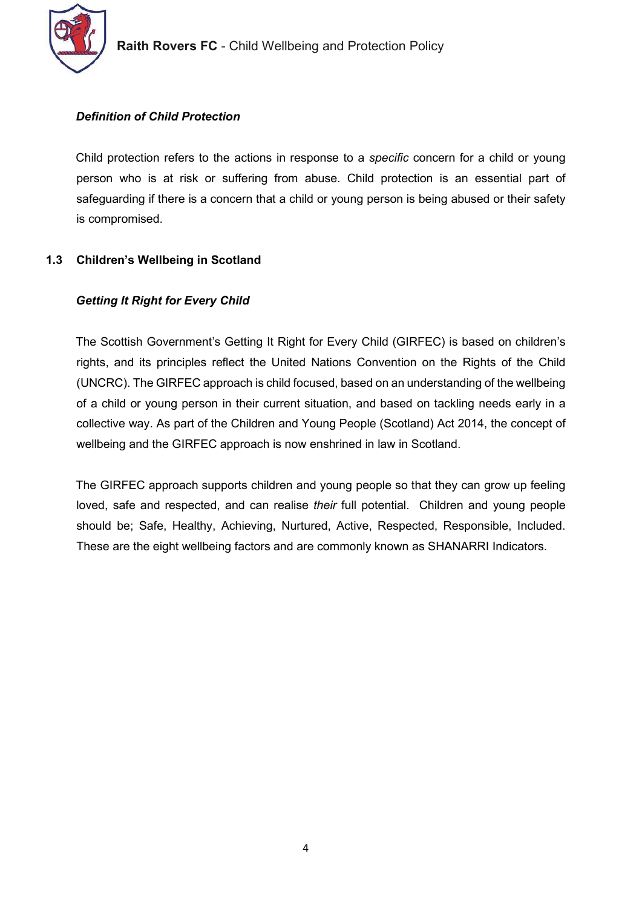***Definition of Child Protection***

Child protection refers to the actions in response to a *specific* concern for a child or young person who is at risk or suffering from abuse. Child protection is an essential part of safeguarding if there is a concern that a child or young person is being abused or their safety is compromised.

## 1.3 Children's Wellbeing in Scotland

***Getting It Right for Every Child***

The Scottish Government's Getting It Right for Every Child (GIRFEC) is based on children's rights, and its principles reflect the United Nations Convention on the Rights of the Child (UNCRC). The GIRFEC approach is child focused, based on an understanding of the wellbeing of a child or young person in their current situation, and based on tackling needs early in a collective way. As part of the Children and Young People (Scotland) Act 2014, the concept of wellbeing and the GIRFEC approach is now enshrined in law in Scotland.

The GIRFEC approach supports children and young people so that they can grow up feeling loved, safe and respected, and can realise *their* full potential. Children and young people should be; Safe, Healthy, Achieving, Nurtured, Active, Respected, Responsible, Included. These are the eight wellbeing factors and are commonly known as SHANARRI Indicators.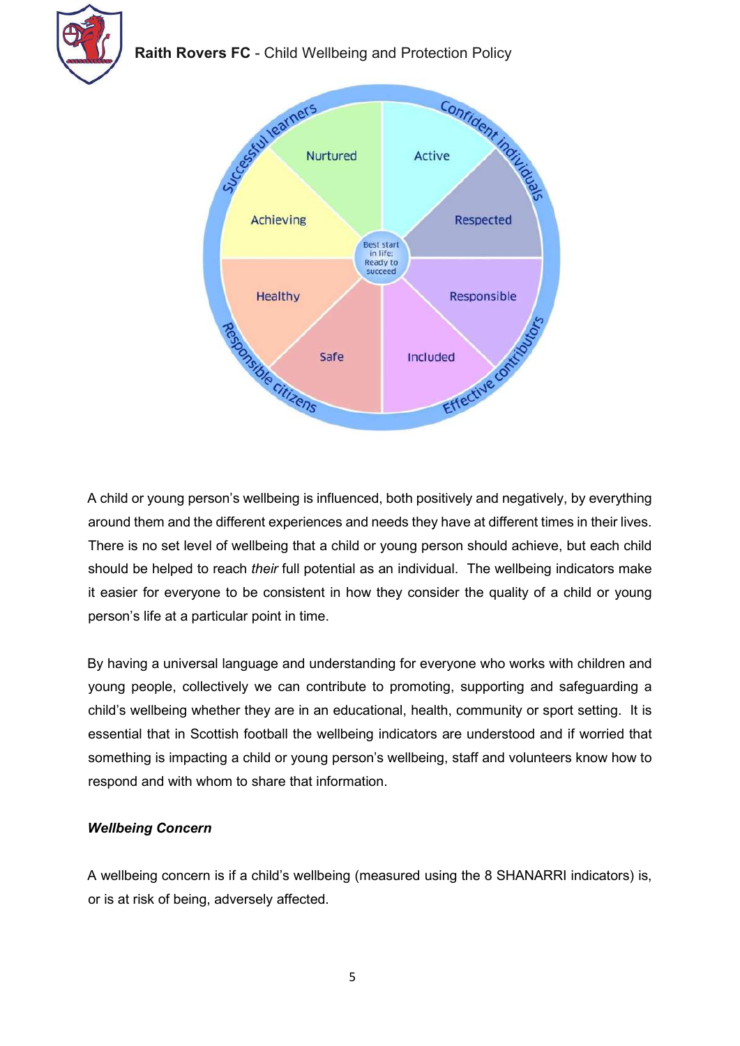A child or young person's wellbeing is influenced, both positively and negatively, by everything around them and the different experiences and needs they have at different times in their lives. There is no set level of wellbeing that a child or young person should achieve, but each child should be helped to reach *their* full potential as an individual. The wellbeing indicators make it easier for everyone to be consistent in how they consider the quality of a child or young person's life at a particular point in time.

By having a universal language and understanding for everyone who works with children and young people, collectively we can contribute to promoting, supporting and safeguarding a child's wellbeing whether they are in an educational, health, community or sport setting. It is essential that in Scottish football the wellbeing indicators are understood and if worried that something is impacting a child or young person's wellbeing, staff and volunteers know how to respond and with whom to share that information.

***Wellbeing Concern***

A wellbeing concern is if a child's wellbeing (measured using the 8 SHANARRI indicators) is, or is at risk of being, adversely affected.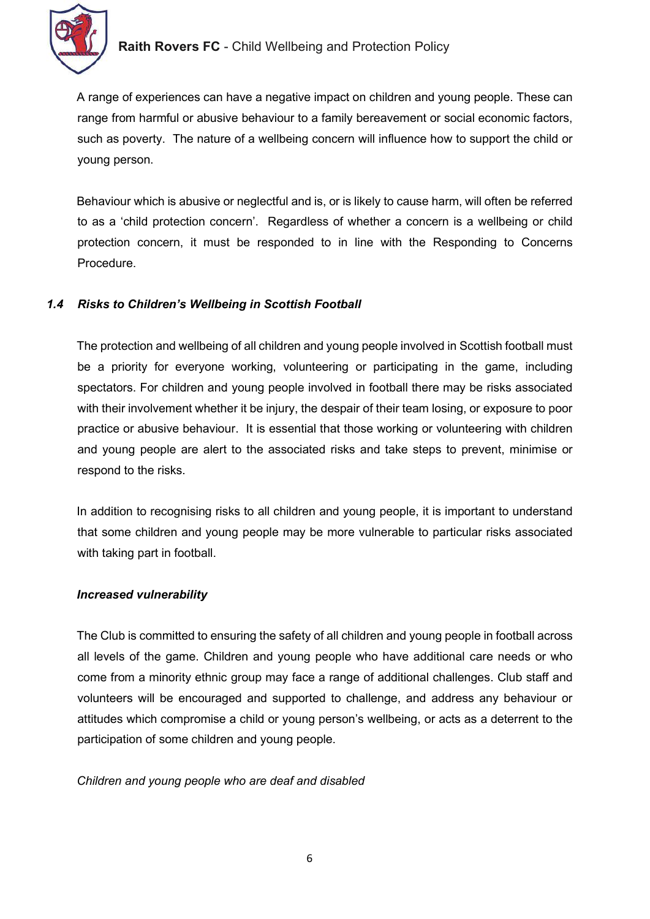A range of experiences can have a negative impact on children and young people. These can range from harmful or abusive behaviour to a family bereavement or social economic factors, such as poverty. The nature of a wellbeing concern will influence how to support the child or young person.

Behaviour which is abusive or neglectful and is, or is likely to cause harm, will often be referred to as a 'child protection concern'. Regardless of whether a concern is a wellbeing or child protection concern, it must be responded to in line with the Responding to Concerns Procedure.

### *1.4 Risks to Children's Wellbeing in Scottish Football*

The protection and wellbeing of all children and young people involved in Scottish football must be a priority for everyone working, volunteering or participating in the game, including spectators. For children and young people involved in football there may be risks associated with their involvement whether it be injury, the despair of their team losing, or exposure to poor practice or abusive behaviour. It is essential that those working or volunteering with children and young people are alert to the associated risks and take steps to prevent, minimise or respond to the risks.

In addition to recognising risks to all children and young people, it is important to understand that some children and young people may be more vulnerable to particular risks associated with taking part in football.

#### ***Increased vulnerability***

The Club is committed to ensuring the safety of all children and young people in football across all levels of the game. Children and young people who have additional care needs or who come from a minority ethnic group may face a range of additional challenges. Club staff and volunteers will be encouraged and supported to challenge, and address any behaviour or attitudes which compromise a child or young person's wellbeing, or acts as a deterrent to the participation of some children and young people.

*Children and young people who are deaf and disabled*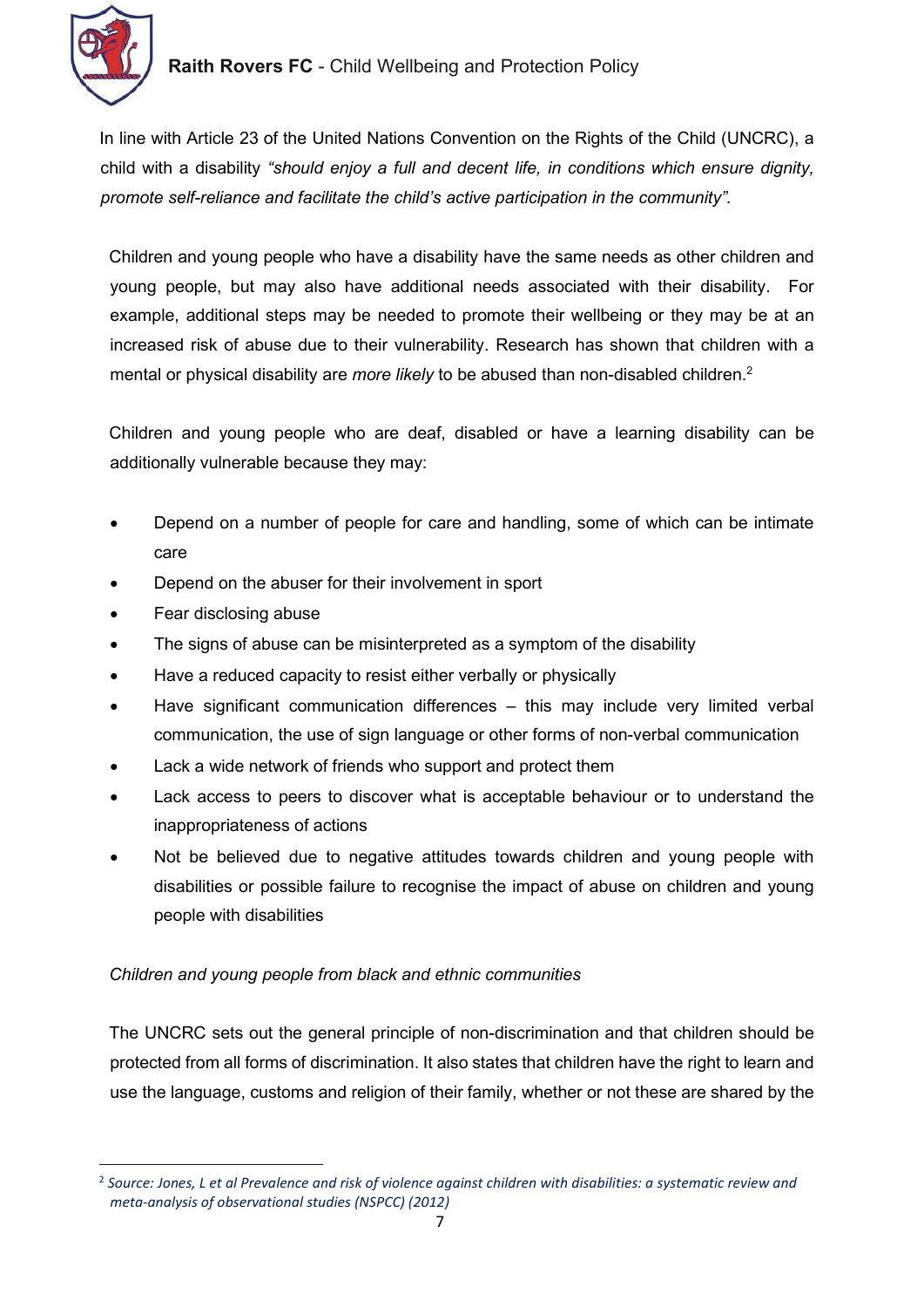In line with Article 23 of the United Nations Convention on the Rights of the Child (UNCRC), a child with a disability *"should enjoy a full and decent life, in conditions which ensure dignity, promote self-reliance and facilitate the child's active participation in the community".*

Children and young people who have a disability have the same needs as other children and young people, but may also have additional needs associated with their disability. For example, additional steps may be needed to promote their wellbeing or they may be at an increased risk of abuse due to their vulnerability. Research has shown that children with a mental or physical disability are *more likely* to be abused than non-disabled children.[2]

Children and young people who are deaf, disabled or have a learning disability can be additionally vulnerable because they may:

- Depend on a number of people for care and handling, some of which can be intimate care
- Depend on the abuser for their involvement in sport
- Fear disclosing abuse
- The signs of abuse can be misinterpreted as a symptom of the disability
- Have a reduced capacity to resist either verbally or physically
- Have significant communication differences – this may include very limited verbal communication, the use of sign language or other forms of non-verbal communication
- Lack a wide network of friends who support and protect them
- Lack access to peers to discover what is acceptable behaviour or to understand the inappropriateness of actions
- Not be believed due to negative attitudes towards children and young people with disabilities or possible failure to recognise the impact of abuse on children and young people with disabilities

*Children and young people from black and ethnic communities*

The UNCRC sets out the general principle of non-discrimination and that children should be protected from all forms of discrimination. It also states that children have the right to learn and use the language, customs and religion of their family, whether or not these are shared by the

[2] *Source: Jones, L et al Prevalence and risk of violence against children with disabilities: a systematic review and meta-analysis of observational studies (NSPCC) (2012)*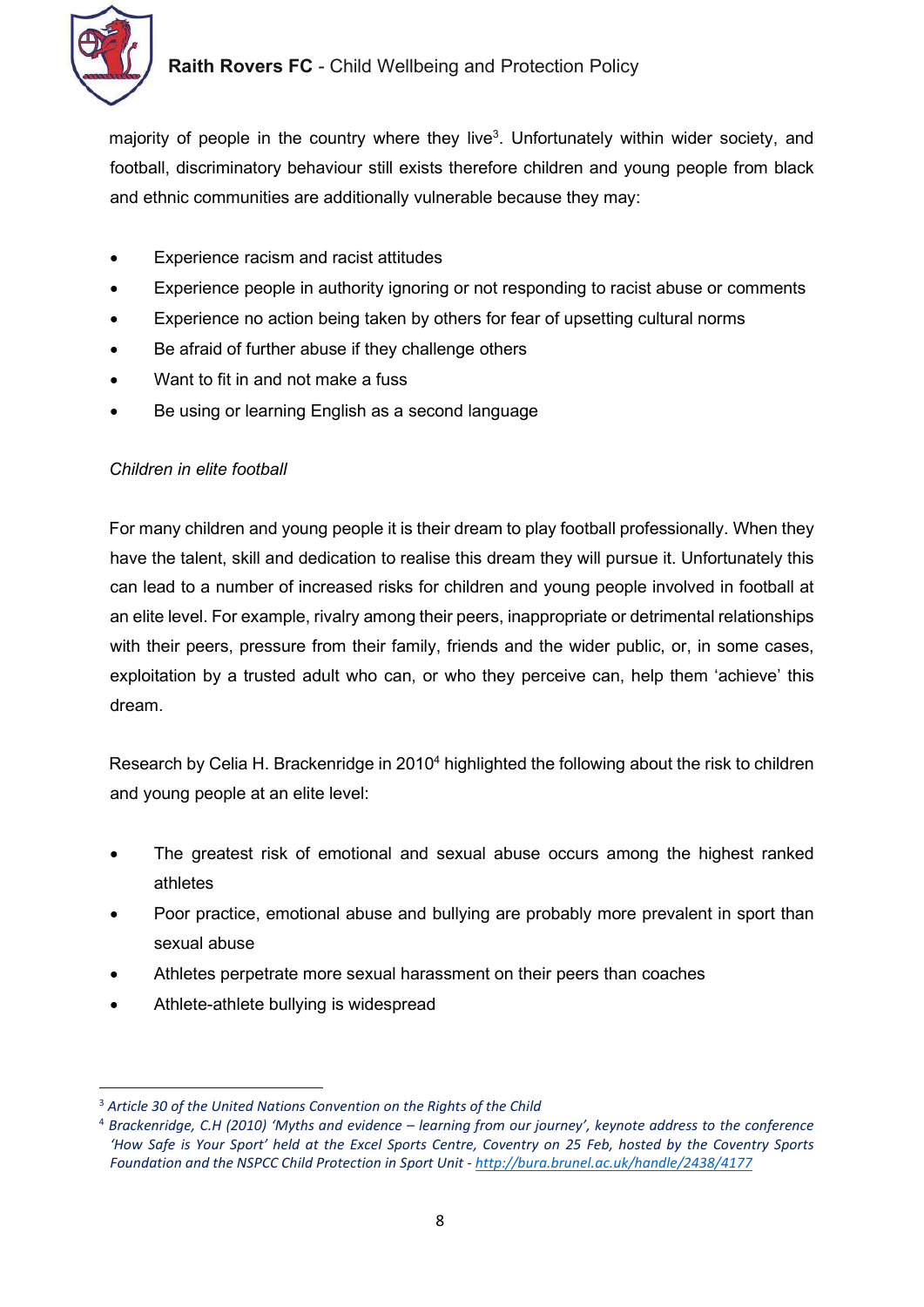majority of people in the country where they live[3]. Unfortunately within wider society, and football, discriminatory behaviour still exists therefore children and young people from black and ethnic communities are additionally vulnerable because they may:

- Experience racism and racist attitudes
- Experience people in authority ignoring or not responding to racist abuse or comments
- Experience no action being taken by others for fear of upsetting cultural norms
- Be afraid of further abuse if they challenge others
- Want to fit in and not make a fuss
- Be using or learning English as a second language

*Children in elite football*

For many children and young people it is their dream to play football professionally. When they have the talent, skill and dedication to realise this dream they will pursue it. Unfortunately this can lead to a number of increased risks for children and young people involved in football at an elite level. For example, rivalry among their peers, inappropriate or detrimental relationships with their peers, pressure from their family, friends and the wider public, or, in some cases, exploitation by a trusted adult who can, or who they perceive can, help them 'achieve' this dream.

Research by Celia H. Brackenridge in 2010[4] highlighted the following about the risk to children and young people at an elite level:

- The greatest risk of emotional and sexual abuse occurs among the highest ranked athletes
- Poor practice, emotional abuse and bullying are probably more prevalent in sport than sexual abuse
- Athletes perpetrate more sexual harassment on their peers than coaches
- Athlete-athlete bullying is widespread

---

[3] *Article 30 of the United Nations Convention on the Rights of the Child*

[4] *Brackenridge, C.H (2010) 'Myths and evidence – learning from our journey', keynote address to the conference 'How Safe is Your Sport' held at the Excel Sports Centre, Coventry on 25 Feb, hosted by the Coventry Sports Foundation and the NSPCC Child Protection in Sport Unit - http://bura.brunel.ac.uk/handle/2438/4177*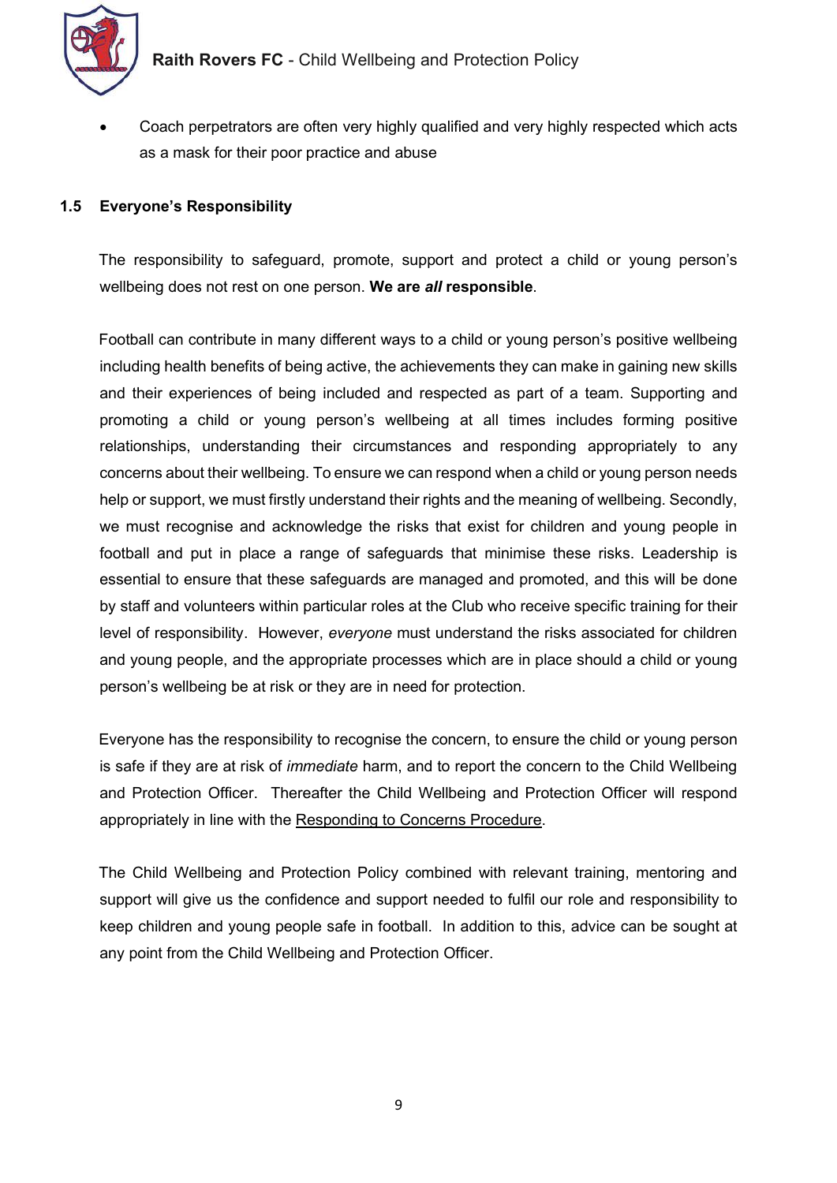- Coach perpetrators are often very highly qualified and very highly respected which acts as a mask for their poor practice and abuse

### 1.5 Everyone's Responsibility

The responsibility to safeguard, promote, support and protect a child or young person's wellbeing does not rest on one person. **We are *all* responsible**.

Football can contribute in many different ways to a child or young person's positive wellbeing including health benefits of being active, the achievements they can make in gaining new skills and their experiences of being included and respected as part of a team. Supporting and promoting a child or young person's wellbeing at all times includes forming positive relationships, understanding their circumstances and responding appropriately to any concerns about their wellbeing. To ensure we can respond when a child or young person needs help or support, we must firstly understand their rights and the meaning of wellbeing. Secondly, we must recognise and acknowledge the risks that exist for children and young people in football and put in place a range of safeguards that minimise these risks. Leadership is essential to ensure that these safeguards are managed and promoted, and this will be done by staff and volunteers within particular roles at the Club who receive specific training for their level of responsibility. However, *everyone* must understand the risks associated for children and young people, and the appropriate processes which are in place should a child or young person's wellbeing be at risk or they are in need for protection.

Everyone has the responsibility to recognise the concern, to ensure the child or young person is safe if they are at risk of *immediate* harm, and to report the concern to the Child Wellbeing and Protection Officer. Thereafter the Child Wellbeing and Protection Officer will respond appropriately in line with the Responding to Concerns Procedure.

The Child Wellbeing and Protection Policy combined with relevant training, mentoring and support will give us the confidence and support needed to fulfil our role and responsibility to keep children and young people safe in football. In addition to this, advice can be sought at any point from the Child Wellbeing and Protection Officer.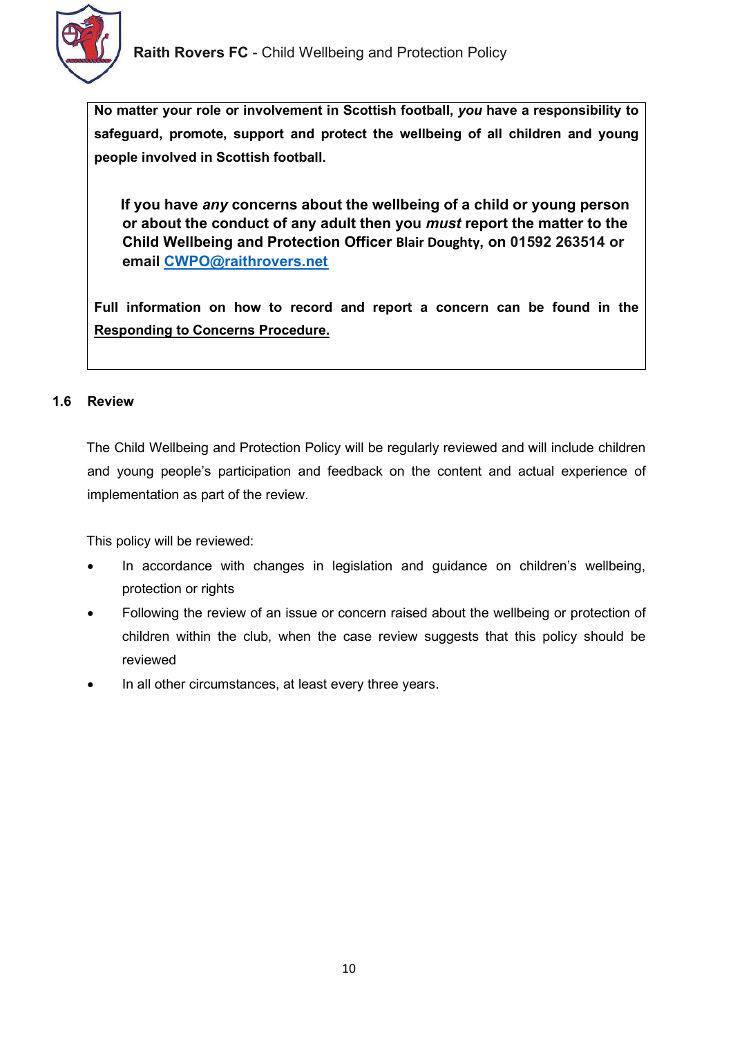**No matter your role or involvement in Scottish football, *you* have a responsibility to safeguard, promote, support and protect the wellbeing of all children and young people involved in Scottish football.**

**If you have *any* concerns about the wellbeing of a child or young person or about the conduct of any adult then you *must* report the matter to the Child Wellbeing and Protection Officer Blair Doughty, on 01592 263514 or email CWPO@raithrovers.net**

**Full information on how to record and report a concern can be found in the Responding to Concerns Procedure.**

### 1.6 Review

The Child Wellbeing and Protection Policy will be regularly reviewed and will include children and young people's participation and feedback on the content and actual experience of implementation as part of the review.

This policy will be reviewed:

- In accordance with changes in legislation and guidance on children's wellbeing, protection or rights
- Following the review of an issue or concern raised about the wellbeing or protection of children within the club, when the case review suggests that this policy should be reviewed
- In all other circumstances, at least every three years.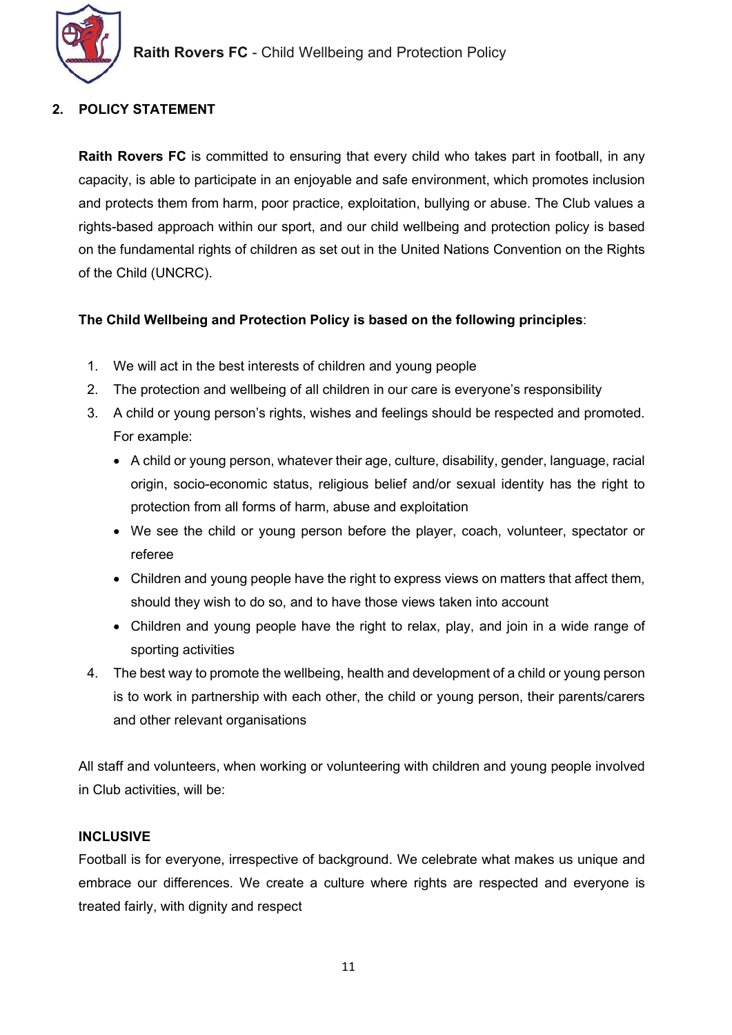## 2. POLICY STATEMENT

**Raith Rovers FC** is committed to ensuring that every child who takes part in football, in any capacity, is able to participate in an enjoyable and safe environment, which promotes inclusion and protects them from harm, poor practice, exploitation, bullying or abuse. The Club values a rights-based approach within our sport, and our child wellbeing and protection policy is based on the fundamental rights of children as set out in the United Nations Convention on the Rights of the Child (UNCRC).

**The Child Wellbeing and Protection Policy is based on the following principles**:

1. We will act in the best interests of children and young people
2. The protection and wellbeing of all children in our care is everyone's responsibility
3. A child or young person's rights, wishes and feelings should be respected and promoted. For example:
    - A child or young person, whatever their age, culture, disability, gender, language, racial origin, socio-economic status, religious belief and/or sexual identity has the right to protection from all forms of harm, abuse and exploitation
    - We see the child or young person before the player, coach, volunteer, spectator or referee
    - Children and young people have the right to express views on matters that affect them, should they wish to do so, and to have those views taken into account
    - Children and young people have the right to relax, play, and join in a wide range of sporting activities
4. The best way to promote the wellbeing, health and development of a child or young person is to work in partnership with each other, the child or young person, their parents/carers and other relevant organisations

All staff and volunteers, when working or volunteering with children and young people involved in Club activities, will be:

**INCLUSIVE**

Football is for everyone, irrespective of background. We celebrate what makes us unique and embrace our differences. We create a culture where rights are respected and everyone is treated fairly, with dignity and respect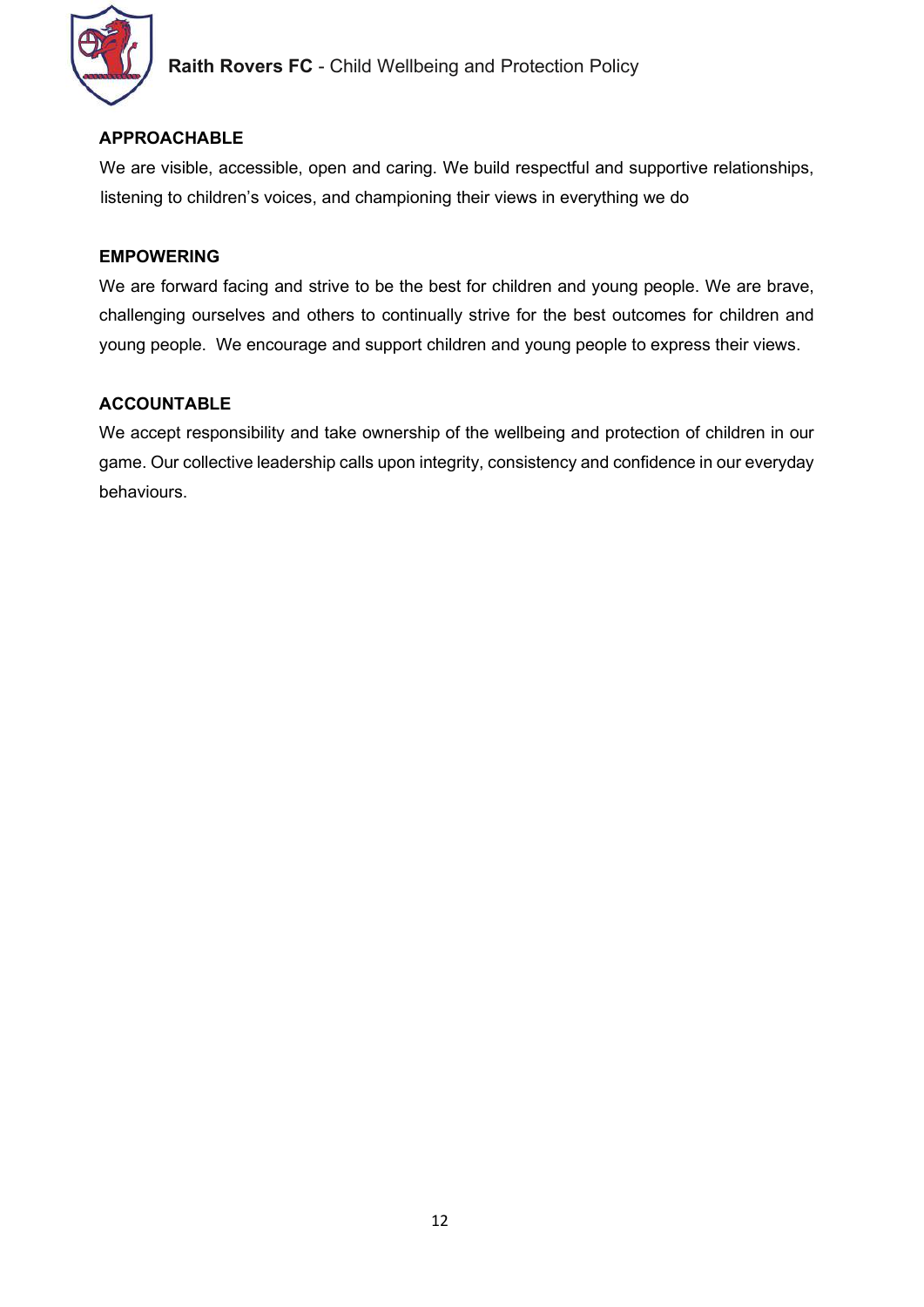**APPROACHABLE**

We are visible, accessible, open and caring. We build respectful and supportive relationships, listening to children's voices, and championing their views in everything we do

**EMPOWERING**

We are forward facing and strive to be the best for children and young people. We are brave, challenging ourselves and others to continually strive for the best outcomes for children and young people. We encourage and support children and young people to express their views.

**ACCOUNTABLE**

We accept responsibility and take ownership of the wellbeing and protection of children in our game. Our collective leadership calls upon integrity, consistency and confidence in our everyday behaviours.